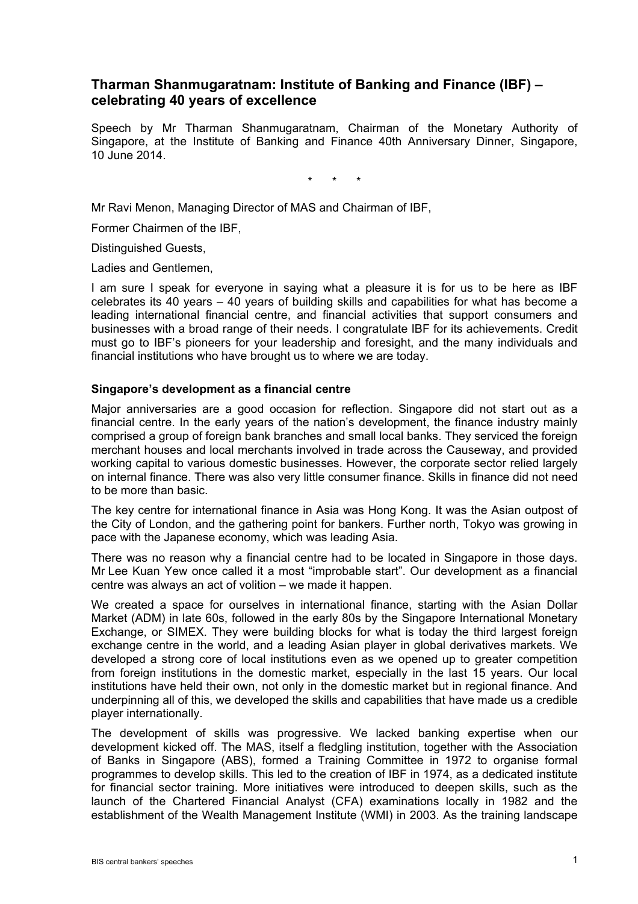# Tharman Shanmugaratnam: Institute of Banking and Finance (IBF) – celebrating 40 years of excellence

Speech by Mr Tharman Shanmugaratnam, Chairman of the Monetary Authority of Singapore, at the Institute of Banking and Finance 40th Anniversary Dinner, Singapore, 10 June 2014.

\* \* \*

Mr Ravi Menon, Managing Director of MAS and Chairman of IBF,

Former Chairmen of the IBF,

Distinguished Guests,

Ladies and Gentlemen,

I am sure I speak for everyone in saying what a pleasure it is for us to be here as IBF celebrates its 40 years – 40 years of building skills and capabilities for what has become a leading international financial centre, and financial activities that support consumers and businesses with a broad range of their needs. I congratulate IBF for its achievements. Credit must go to IBF's pioneers for your leadership and foresight, and the many individuals and financial institutions who have brought us to where we are today.

### Singapore's development as a financial centre

Major anniversaries are a good occasion for reflection. Singapore did not start out as a financial centre. In the early years of the nation's development, the finance industry mainly comprised a group of foreign bank branches and small local banks. They serviced the foreign merchant houses and local merchants involved in trade across the Causeway, and provided working capital to various domestic businesses. However, the corporate sector relied largely on internal finance. There was also very little consumer finance. Skills in finance did not need to be more than basic.

The key centre for international finance in Asia was Hong Kong. It was the Asian outpost of the City of London, and the gathering point for bankers. Further north, Tokyo was growing in pace with the Japanese economy, which was leading Asia.

There was no reason why a financial centre had to be located in Singapore in those days. Mr Lee Kuan Yew once called it a most "improbable start". Our development as a financial centre was always an act of volition – we made it happen.

We created a space for ourselves in international finance, starting with the Asian Dollar Market (ADM) in late 60s, followed in the early 80s by the Singapore International Monetary Exchange, or SIMEX. They were building blocks for what is today the third largest foreign exchange centre in the world, and a leading Asian player in global derivatives markets. We developed a strong core of local institutions even as we opened up to greater competition from foreign institutions in the domestic market, especially in the last 15 years. Our local institutions have held their own, not only in the domestic market but in regional finance. And underpinning all of this, we developed the skills and capabilities that have made us a credible player internationally.

The development of skills was progressive. We lacked banking expertise when our development kicked off. The MAS, itself a fledgling institution, together with the Association of Banks in Singapore (ABS), formed a Training Committee in 1972 to organise formal programmes to develop skills. This led to the creation of IBF in 1974, as a dedicated institute for financial sector training. More initiatives were introduced to deepen skills, such as the launch of the Chartered Financial Analyst (CFA) examinations locally in 1982 and the establishment of the Wealth Management Institute (WMI) in 2003. As the training landscape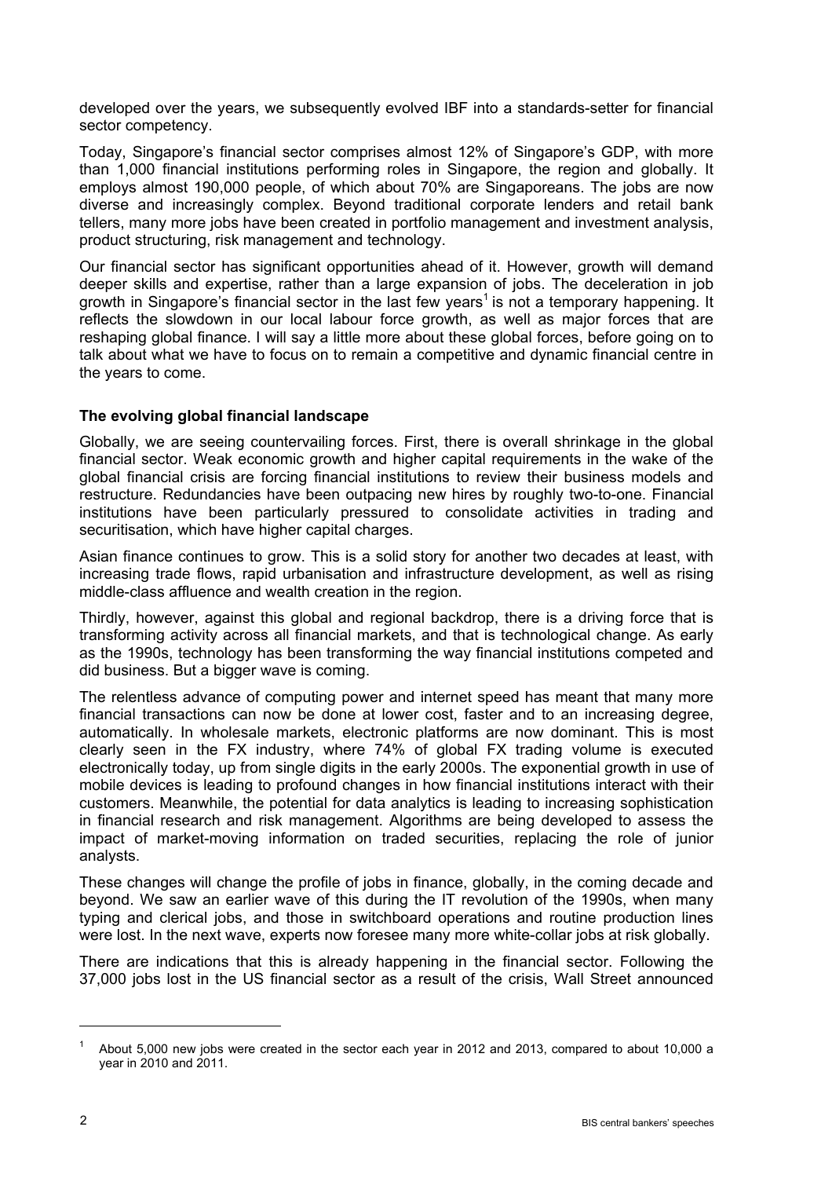developed over the years, we subsequently evolved IBF into a standards-setter for financial sector competency.

Today, Singapore's financial sector comprises almost 12% of Singapore's GDP, with more than 1,000 financial institutions performing roles in Singapore, the region and globally. It employs almost 190,000 people, of which about 70% are Singaporeans. The jobs are now diverse and increasingly complex. Beyond traditional corporate lenders and retail bank tellers, many more jobs have been created in portfolio management and investment analysis, product structuring, risk management and technology.

Our financial sector has significant opportunities ahead of it. However, growth will demand deeper skills and expertise, rather than a large expansion of jobs. The deceleration in job growth in Singapore's financial sector in the last few years[1] is not a temporary happening. It reflects the slowdown in our local labour force growth, as well as major forces that are reshaping global finance. I will say a little more about these global forces, before going on to talk about what we have to focus on to remain a competitive and dynamic financial centre in the years to come.

**The evolving global financial landscape**

Globally, we are seeing countervailing forces. First, there is overall shrinkage in the global financial sector. Weak economic growth and higher capital requirements in the wake of the global financial crisis are forcing financial institutions to review their business models and restructure. Redundancies have been outpacing new hires by roughly two-to-one. Financial institutions have been particularly pressured to consolidate activities in trading and securitisation, which have higher capital charges.

Asian finance continues to grow. This is a solid story for another two decades at least, with increasing trade flows, rapid urbanisation and infrastructure development, as well as rising middle-class affluence and wealth creation in the region.

Thirdly, however, against this global and regional backdrop, there is a driving force that is transforming activity across all financial markets, and that is technological change. As early as the 1990s, technology has been transforming the way financial institutions competed and did business. But a bigger wave is coming.

The relentless advance of computing power and internet speed has meant that many more financial transactions can now be done at lower cost, faster and to an increasing degree, automatically. In wholesale markets, electronic platforms are now dominant. This is most clearly seen in the FX industry, where 74% of global FX trading volume is executed electronically today, up from single digits in the early 2000s. The exponential growth in use of mobile devices is leading to profound changes in how financial institutions interact with their customers. Meanwhile, the potential for data analytics is leading to increasing sophistication in financial research and risk management. Algorithms are being developed to assess the impact of market-moving information on traded securities, replacing the role of junior analysts.

These changes will change the profile of jobs in finance, globally, in the coming decade and beyond. We saw an earlier wave of this during the IT revolution of the 1990s, when many typing and clerical jobs, and those in switchboard operations and routine production lines were lost. In the next wave, experts now foresee many more white-collar jobs at risk globally.

There are indications that this is already happening in the financial sector. Following the 37,000 jobs lost in the US financial sector as a result of the crisis, Wall Street announced

[1] About 5,000 new jobs were created in the sector each year in 2012 and 2013, compared to about 10,000 a year in 2010 and 2011.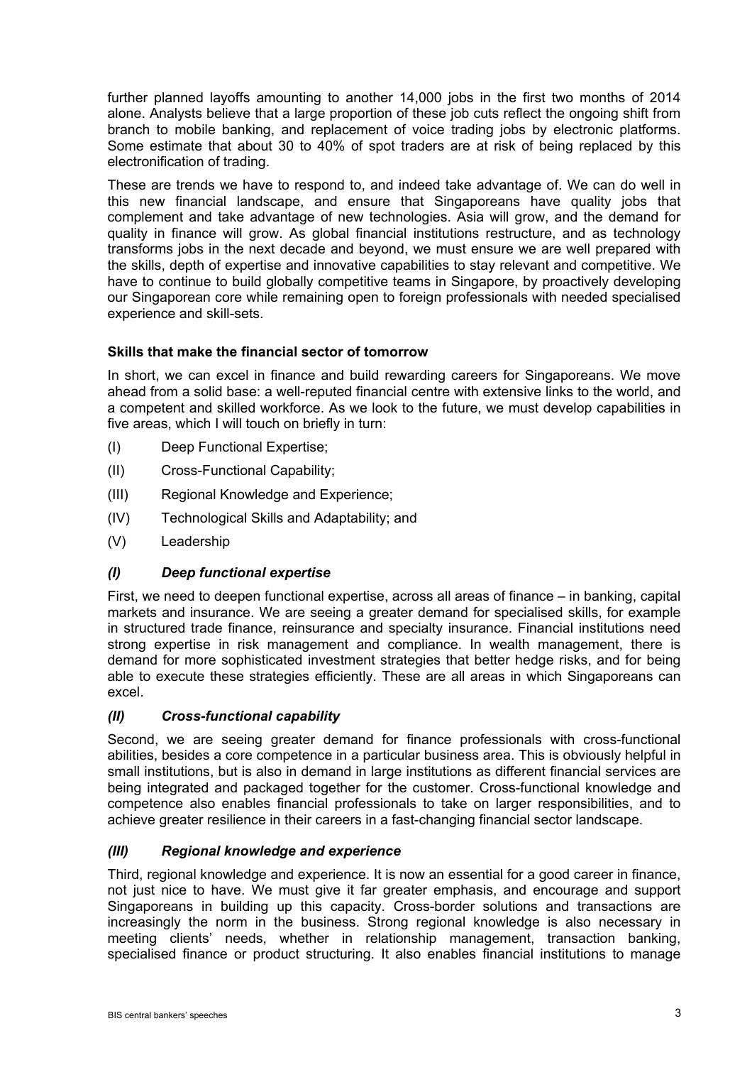further planned layoffs amounting to another 14,000 jobs in the first two months of 2014 alone. Analysts believe that a large proportion of these job cuts reflect the ongoing shift from branch to mobile banking, and replacement of voice trading jobs by electronic platforms. Some estimate that about 30 to 40% of spot traders are at risk of being replaced by this electronification of trading.

These are trends we have to respond to, and indeed take advantage of. We can do well in this new financial landscape, and ensure that Singaporeans have quality jobs that complement and take advantage of new technologies. Asia will grow, and the demand for quality in finance will grow. As global financial institutions restructure, and as technology transforms jobs in the next decade and beyond, we must ensure we are well prepared with the skills, depth of expertise and innovative capabilities to stay relevant and competitive. We have to continue to build globally competitive teams in Singapore, by proactively developing our Singaporean core while remaining open to foreign professionals with needed specialised experience and skill-sets.

### Skills that make the financial sector of tomorrow

In short, we can excel in finance and build rewarding careers for Singaporeans. We move ahead from a solid base: a well-reputed financial centre with extensive links to the world, and a competent and skilled workforce. As we look to the future, we must develop capabilities in five areas, which I will touch on briefly in turn:

(I) Deep Functional Expertise;

(II) Cross-Functional Capability;

(III) Regional Knowledge and Experience;

(IV) Technological Skills and Adaptability; and

(V) Leadership

#### *(I) Deep functional expertise*

First, we need to deepen functional expertise, across all areas of finance – in banking, capital markets and insurance. We are seeing a greater demand for specialised skills, for example in structured trade finance, reinsurance and specialty insurance. Financial institutions need strong expertise in risk management and compliance. In wealth management, there is demand for more sophisticated investment strategies that better hedge risks, and for being able to execute these strategies efficiently. These are all areas in which Singaporeans can excel.

#### *(II) Cross-functional capability*

Second, we are seeing greater demand for finance professionals with cross-functional abilities, besides a core competence in a particular business area. This is obviously helpful in small institutions, but is also in demand in large institutions as different financial services are being integrated and packaged together for the customer. Cross-functional knowledge and competence also enables financial professionals to take on larger responsibilities, and to achieve greater resilience in their careers in a fast-changing financial sector landscape.

#### *(III) Regional knowledge and experience*

Third, regional knowledge and experience. It is now an essential for a good career in finance, not just nice to have. We must give it far greater emphasis, and encourage and support Singaporeans in building up this capacity. Cross-border solutions and transactions are increasingly the norm in the business. Strong regional knowledge is also necessary in meeting clients' needs, whether in relationship management, transaction banking, specialised finance or product structuring. It also enables financial institutions to manage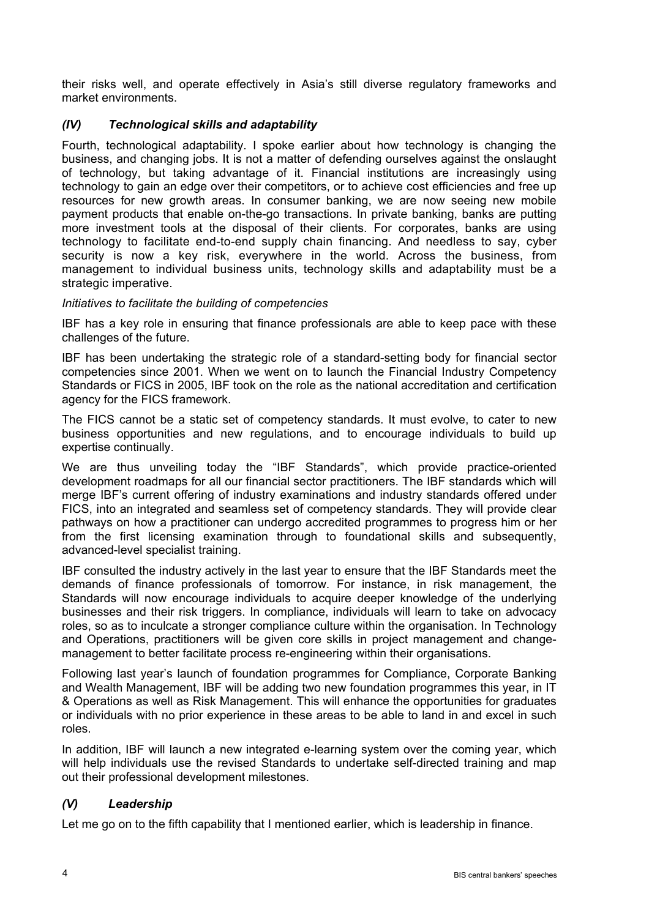their risks well, and operate effectively in Asia's still diverse regulatory frameworks and market environments.

### *(IV) Technological skills and adaptability*

Fourth, technological adaptability. I spoke earlier about how technology is changing the business, and changing jobs. It is not a matter of defending ourselves against the onslaught of technology, but taking advantage of it. Financial institutions are increasingly using technology to gain an edge over their competitors, or to achieve cost efficiencies and free up resources for new growth areas. In consumer banking, we are now seeing new mobile payment products that enable on-the-go transactions. In private banking, banks are putting more investment tools at the disposal of their clients. For corporates, banks are using technology to facilitate end-to-end supply chain financing. And needless to say, cyber security is now a key risk, everywhere in the world. Across the business, from management to individual business units, technology skills and adaptability must be a strategic imperative.

*Initiatives to facilitate the building of competencies*

IBF has a key role in ensuring that finance professionals are able to keep pace with these challenges of the future.

IBF has been undertaking the strategic role of a standard-setting body for financial sector competencies since 2001. When we went on to launch the Financial Industry Competency Standards or FICS in 2005, IBF took on the role as the national accreditation and certification agency for the FICS framework.

The FICS cannot be a static set of competency standards. It must evolve, to cater to new business opportunities and new regulations, and to encourage individuals to build up expertise continually.

We are thus unveiling today the "IBF Standards", which provide practice-oriented development roadmaps for all our financial sector practitioners. The IBF standards which will merge IBF's current offering of industry examinations and industry standards offered under FICS, into an integrated and seamless set of competency standards. They will provide clear pathways on how a practitioner can undergo accredited programmes to progress him or her from the first licensing examination through to foundational skills and subsequently, advanced-level specialist training.

IBF consulted the industry actively in the last year to ensure that the IBF Standards meet the demands of finance professionals of tomorrow. For instance, in risk management, the Standards will now encourage individuals to acquire deeper knowledge of the underlying businesses and their risk triggers. In compliance, individuals will learn to take on advocacy roles, so as to inculcate a stronger compliance culture within the organisation. In Technology and Operations, practitioners will be given core skills in project management and change-management to better facilitate process re-engineering within their organisations.

Following last year's launch of foundation programmes for Compliance, Corporate Banking and Wealth Management, IBF will be adding two new foundation programmes this year, in IT & Operations as well as Risk Management. This will enhance the opportunities for graduates or individuals with no prior experience in these areas to be able to land in and excel in such roles.

In addition, IBF will launch a new integrated e-learning system over the coming year, which will help individuals use the revised Standards to undertake self-directed training and map out their professional development milestones.

### *(V) Leadership*

Let me go on to the fifth capability that I mentioned earlier, which is leadership in finance.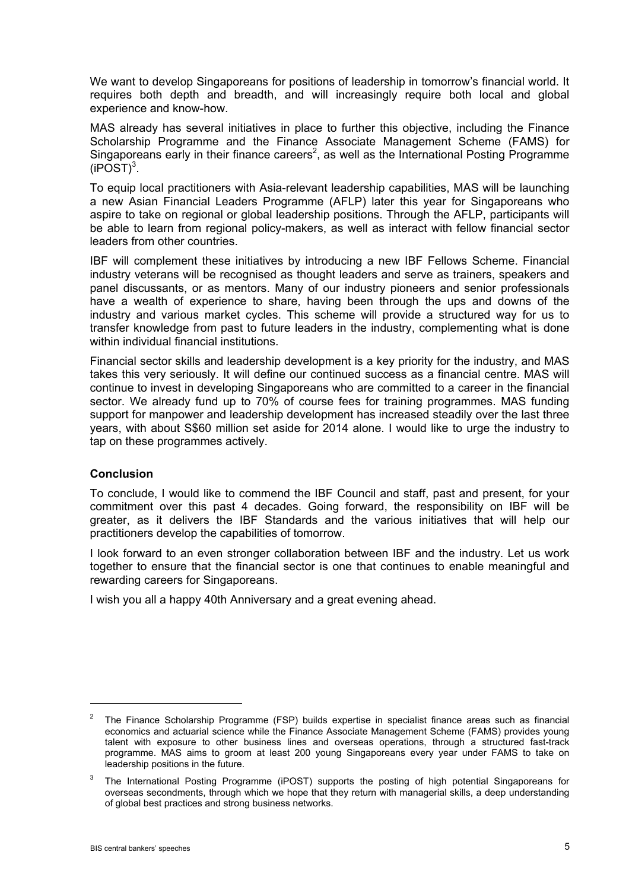We want to develop Singaporeans for positions of leadership in tomorrow's financial world. It requires both depth and breadth, and will increasingly require both local and global experience and know-how.

MAS already has several initiatives in place to further this objective, including the Finance Scholarship Programme and the Finance Associate Management Scheme (FAMS) for Singaporeans early in their finance careers[2], as well as the International Posting Programme (iPOST)[3].

To equip local practitioners with Asia-relevant leadership capabilities, MAS will be launching a new Asian Financial Leaders Programme (AFLP) later this year for Singaporeans who aspire to take on regional or global leadership positions. Through the AFLP, participants will be able to learn from regional policy-makers, as well as interact with fellow financial sector leaders from other countries.

IBF will complement these initiatives by introducing a new IBF Fellows Scheme. Financial industry veterans will be recognised as thought leaders and serve as trainers, speakers and panel discussants, or as mentors. Many of our industry pioneers and senior professionals have a wealth of experience to share, having been through the ups and downs of the industry and various market cycles. This scheme will provide a structured way for us to transfer knowledge from past to future leaders in the industry, complementing what is done within individual financial institutions.

Financial sector skills and leadership development is a key priority for the industry, and MAS takes this very seriously. It will define our continued success as a financial centre. MAS will continue to invest in developing Singaporeans who are committed to a career in the financial sector. We already fund up to 70% of course fees for training programmes. MAS funding support for manpower and leadership development has increased steadily over the last three years, with about S$60 million set aside for 2014 alone. I would like to urge the industry to tap on these programmes actively.

## Conclusion

To conclude, I would like to commend the IBF Council and staff, past and present, for your commitment over this past 4 decades. Going forward, the responsibility on IBF will be greater, as it delivers the IBF Standards and the various initiatives that will help our practitioners develop the capabilities of tomorrow.

I look forward to an even stronger collaboration between IBF and the industry. Let us work together to ensure that the financial sector is one that continues to enable meaningful and rewarding careers for Singaporeans.

I wish you all a happy 40th Anniversary and a great evening ahead.

---

[2] The Finance Scholarship Programme (FSP) builds expertise in specialist finance areas such as financial economics and actuarial science while the Finance Associate Management Scheme (FAMS) provides young talent with exposure to other business lines and overseas operations, through a structured fast-track programme. MAS aims to groom at least 200 young Singaporeans every year under FAMS to take on leadership positions in the future.

[3] The International Posting Programme (iPOST) supports the posting of high potential Singaporeans for overseas secondments, through which we hope that they return with managerial skills, a deep understanding of global best practices and strong business networks.